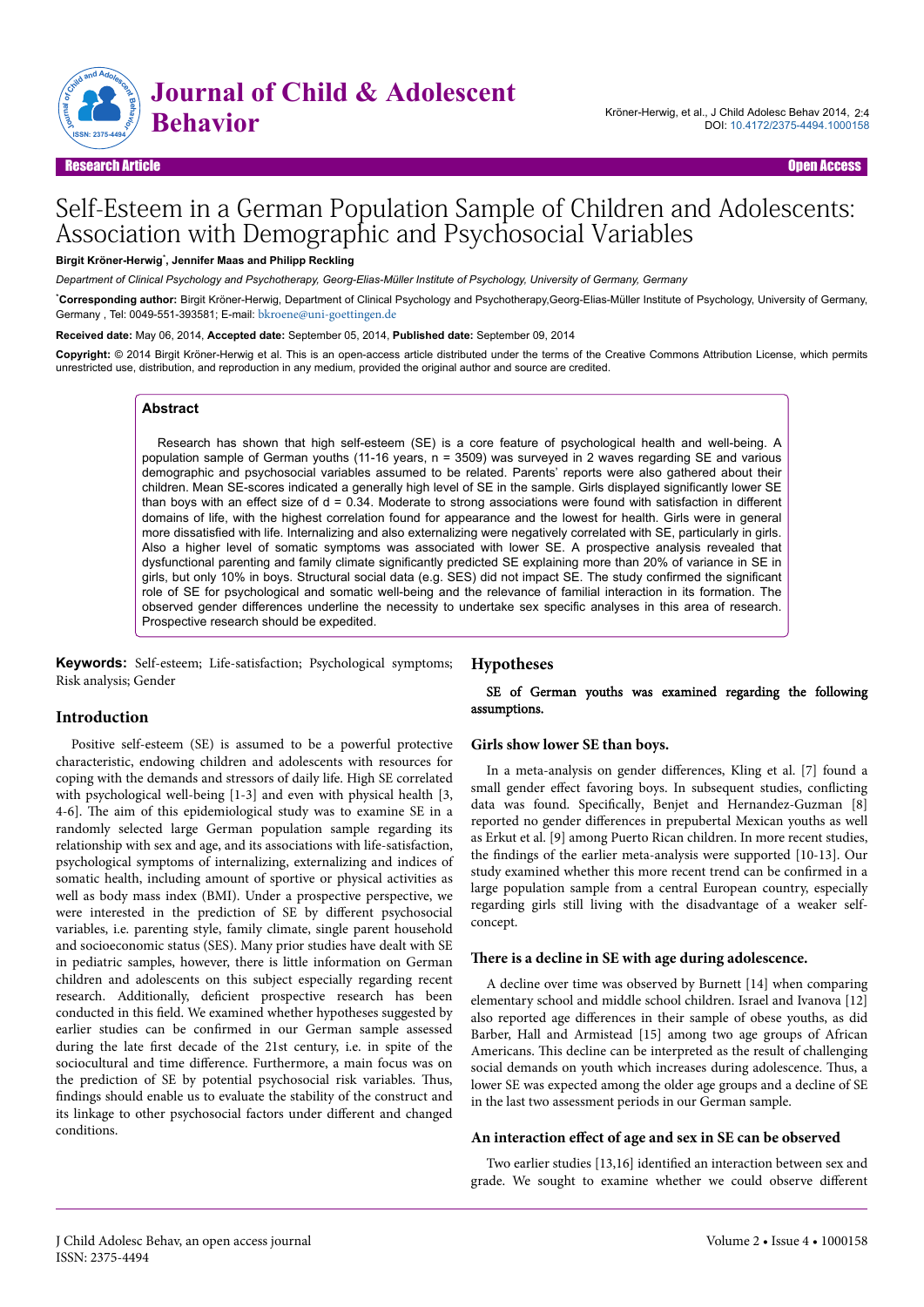Research Article · Open Access

# Self-Esteem in a German Population Sample of Children and Adolescents: Association with Demographic and Psychosocial Variables

**Birgit Kröner-Herwig[*], Jennifer Maas and Philipp Reckling**

*Department of Clinical Psychology and Psychotherapy, Georg-Elias-Müller Institute of Psychology, University of Germany, Germany*

[*]**Corresponding author:** Birgit Kröner-Herwig, Department of Clinical Psychology and Psychotherapy,Georg-Elias-Müller Institute of Psychology, University of Germany, Germany , Tel: 0049-551-393581; E-mail: bkroene@uni-goettingen.de

**Received date:** May 06, 2014, **Accepted date:** September 05, 2014, **Published date:** September 09, 2014

**Copyright:** © 2014 Birgit Kröner-Herwig et al. This is an open-access article distributed under the terms of the Creative Commons Attribution License, which permits unrestricted use, distribution, and reproduction in any medium, provided the original author and source are credited.

## Abstract

Research has shown that high self-esteem (SE) is a core feature of psychological health and well-being. A population sample of German youths (11-16 years, n = 3509) was surveyed in 2 waves regarding SE and various demographic and psychosocial variables assumed to be related. Parents' reports were also gathered about their children. Mean SE-scores indicated a generally high level of SE in the sample. Girls displayed significantly lower SE than boys with an effect size of d = 0.34. Moderate to strong associations were found with satisfaction in different domains of life, with the highest correlation found for appearance and the lowest for health. Girls were in general more dissatisfied with life. Internalizing and also externalizing were negatively correlated with SE, particularly in girls. Also a higher level of somatic symptoms was associated with lower SE. A prospective analysis revealed that dysfunctional parenting and family climate significantly predicted SE explaining more than 20% of variance in SE in girls, but only 10% in boys. Structural social data (e.g. SES) did not impact SE. The study confirmed the significant role of SE for psychological and somatic well-being and the relevance of familial interaction in its formation. The observed gender differences underline the necessity to undertake sex specific analyses in this area of research. Prospective research should be expedited.

**Keywords:** Self-esteem; Life-satisfaction; Psychological symptoms; Risk analysis; Gender

## Introduction

Positive self-esteem (SE) is assumed to be a powerful protective characteristic, endowing children and adolescents with resources for coping with the demands and stressors of daily life. High SE correlated with psychological well-being [1-3] and even with physical health [3, 4-6]. The aim of this epidemiological study was to examine SE in a randomly selected large German population sample regarding its relationship with sex and age, and its associations with life-satisfaction, psychological symptoms of internalizing, externalizing and indices of somatic health, including amount of sportive or physical activities as well as body mass index (BMI). Under a prospective perspective, we were interested in the prediction of SE by different psychosocial variables, i.e. parenting style, family climate, single parent household and socioeconomic status (SES). Many prior studies have dealt with SE in pediatric samples, however, there is little information on German children and adolescents on this subject especially regarding recent research. Additionally, deficient prospective research has been conducted in this field. We examined whether hypotheses suggested by earlier studies can be confirmed in our German sample assessed during the late first decade of the 21st century, i.e. in spite of the sociocultural and time difference. Furthermore, a main focus was on the prediction of SE by potential psychosocial risk variables. Thus, findings should enable us to evaluate the stability of the construct and its linkage to other psychosocial factors under different and changed conditions.

## Hypotheses

SE of German youths was examined regarding the following assumptions.

### Girls show lower SE than boys.

In a meta-analysis on gender differences, Kling et al. [7] found a small gender effect favoring boys. In subsequent studies, conflicting data was found. Specifically, Benjet and Hernandez-Guzman [8] reported no gender differences in prepubertal Mexican youths as well as Erkut et al. [9] among Puerto Rican children. In more recent studies, the findings of the earlier meta-analysis were supported [10-13]. Our study examined whether this more recent trend can be confirmed in a large population sample from a central European country, especially regarding girls still living with the disadvantage of a weaker self-concept.

### There is a decline in SE with age during adolescence.

A decline over time was observed by Burnett [14] when comparing elementary school and middle school children. Israel and Ivanova [12] also reported age differences in their sample of obese youths, as did Barber, Hall and Armistead [15] among two age groups of African Americans. This decline can be interpreted as the result of challenging social demands on youth which increases during adolescence. Thus, a lower SE was expected among the older age groups and a decline of SE in the last two assessment periods in our German sample.

### An interaction effect of age and sex in SE can be observed

Two earlier studies [13,16] identified an interaction between sex and grade. We sought to examine whether we could observe different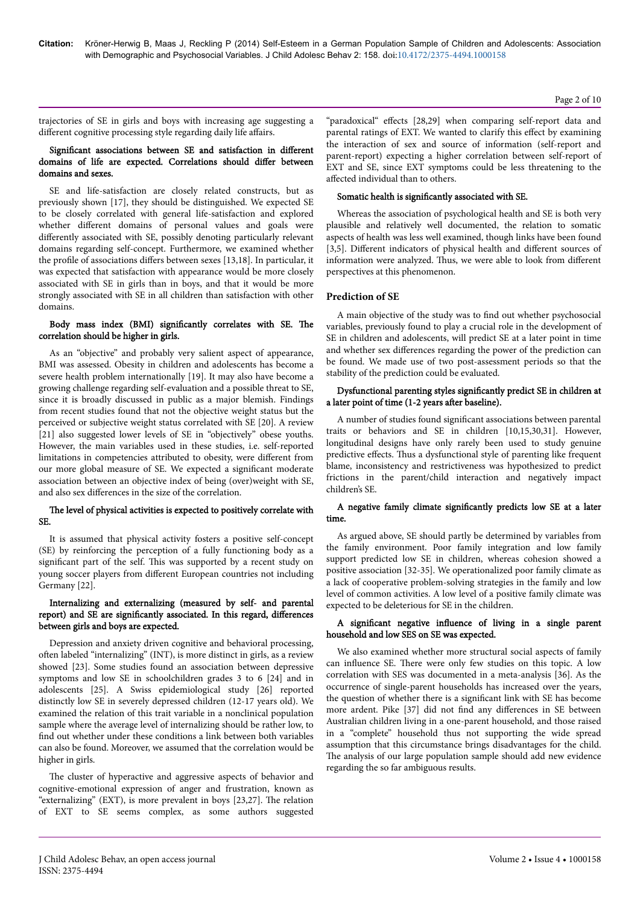trajectories of SE in girls and boys with increasing age suggesting a different cognitive processing style regarding daily life affairs.

**Significant associations between SE and satisfaction in different domains of life are expected. Correlations should differ between domains and sexes.**

SE and life-satisfaction are closely related constructs, but as previously shown [17], they should be distinguished. We expected SE to be closely correlated with general life-satisfaction and explored whether different domains of personal values and goals were differently associated with SE, possibly denoting particularly relevant domains regarding self-concept. Furthermore, we examined whether the profile of associations differs between sexes [13,18]. In particular, it was expected that satisfaction with appearance would be more closely associated with SE in girls than in boys, and that it would be more strongly associated with SE in all children than satisfaction with other domains.

**Body mass index (BMI) significantly correlates with SE. The correlation should be higher in girls.**

As an "objective" and probably very salient aspect of appearance, BMI was assessed. Obesity in children and adolescents has become a severe health problem internationally [19]. It may also have become a growing challenge regarding self-evaluation and a possible threat to SE, since it is broadly discussed in public as a major blemish. Findings from recent studies found that not the objective weight status but the perceived or subjective weight status correlated with SE [20]. A review [21] also suggested lower levels of SE in "objectively" obese youths. However, the main variables used in these studies, i.e. self-reported limitations in competencies attributed to obesity, were different from our more global measure of SE. We expected a significant moderate association between an objective index of being (over)weight with SE, and also sex differences in the size of the correlation.

**The level of physical activities is expected to positively correlate with SE.**

It is assumed that physical activity fosters a positive self-concept (SE) by reinforcing the perception of a fully functioning body as a significant part of the self. This was supported by a recent study on young soccer players from different European countries not including Germany [22].

**Internalizing and externalizing (measured by self- and parental report) and SE are significantly associated. In this regard, differences between girls and boys are expected.**

Depression and anxiety driven cognitive and behavioral processing, often labeled "internalizing" (INT), is more distinct in girls, as a review showed [23]. Some studies found an association between depressive symptoms and low SE in schoolchildren grades 3 to 6 [24] and in adolescents [25]. A Swiss epidemiological study [26] reported distinctly low SE in severely depressed children (12-17 years old). We examined the relation of this trait variable in a nonclinical population sample where the average level of internalizing should be rather low, to find out whether under these conditions a link between both variables can also be found. Moreover, we assumed that the correlation would be higher in girls.

The cluster of hyperactive and aggressive aspects of behavior and cognitive-emotional expression of anger and frustration, known as "externalizing" (EXT), is more prevalent in boys [23,27]. The relation of EXT to SE seems complex, as some authors suggested "paradoxical" effects [28,29] when comparing self-report data and parental ratings of EXT. We wanted to clarify this effect by examining the interaction of sex and source of information (self-report and parent-report) expecting a higher correlation between self-report of EXT and SE, since EXT symptoms could be less threatening to the affected individual than to others.

**Somatic health is significantly associated with SE.**

Whereas the association of psychological health and SE is both very plausible and relatively well documented, the relation to somatic aspects of health was less well examined, though links have been found [3,5]. Different indicators of physical health and different sources of information were analyzed. Thus, we were able to look from different perspectives at this phenomenon.

## Prediction of SE

A main objective of the study was to find out whether psychosocial variables, previously found to play a crucial role in the development of SE in children and adolescents, will predict SE at a later point in time and whether sex differences regarding the power of the prediction can be found. We made use of two post-assessment periods so that the stability of the prediction could be evaluated.

**Dysfunctional parenting styles significantly predict SE in children at a later point of time (1-2 years after baseline).**

A number of studies found significant associations between parental traits or behaviors and SE in children [10,15,30,31]. However, longitudinal designs have only rarely been used to study genuine predictive effects. Thus a dysfunctional style of parenting like frequent blame, inconsistency and restrictiveness was hypothesized to predict frictions in the parent/child interaction and negatively impact children's SE.

**A negative family climate significantly predicts low SE at a later time.**

As argued above, SE should partly be determined by variables from the family environment. Poor family integration and low family support predicted low SE in children, whereas cohesion showed a positive association [32-35]. We operationalized poor family climate as a lack of cooperative problem-solving strategies in the family and low level of common activities. A low level of a positive family climate was expected to be deleterious for SE in the children.

**A significant negative influence of living in a single parent household and low SES on SE was expected.**

We also examined whether more structural social aspects of family can influence SE. There were only few studies on this topic. A low correlation with SES was documented in a meta-analysis [36]. As the occurrence of single-parent households has increased over the years, the question of whether there is a significant link with SE has become more ardent. Pike [37] did not find any differences in SE between Australian children living in a one-parent household, and those raised in a "complete" household thus not supporting the wide spread assumption that this circumstance brings disadvantages for the child. The analysis of our large population sample should add new evidence regarding the so far ambiguous results.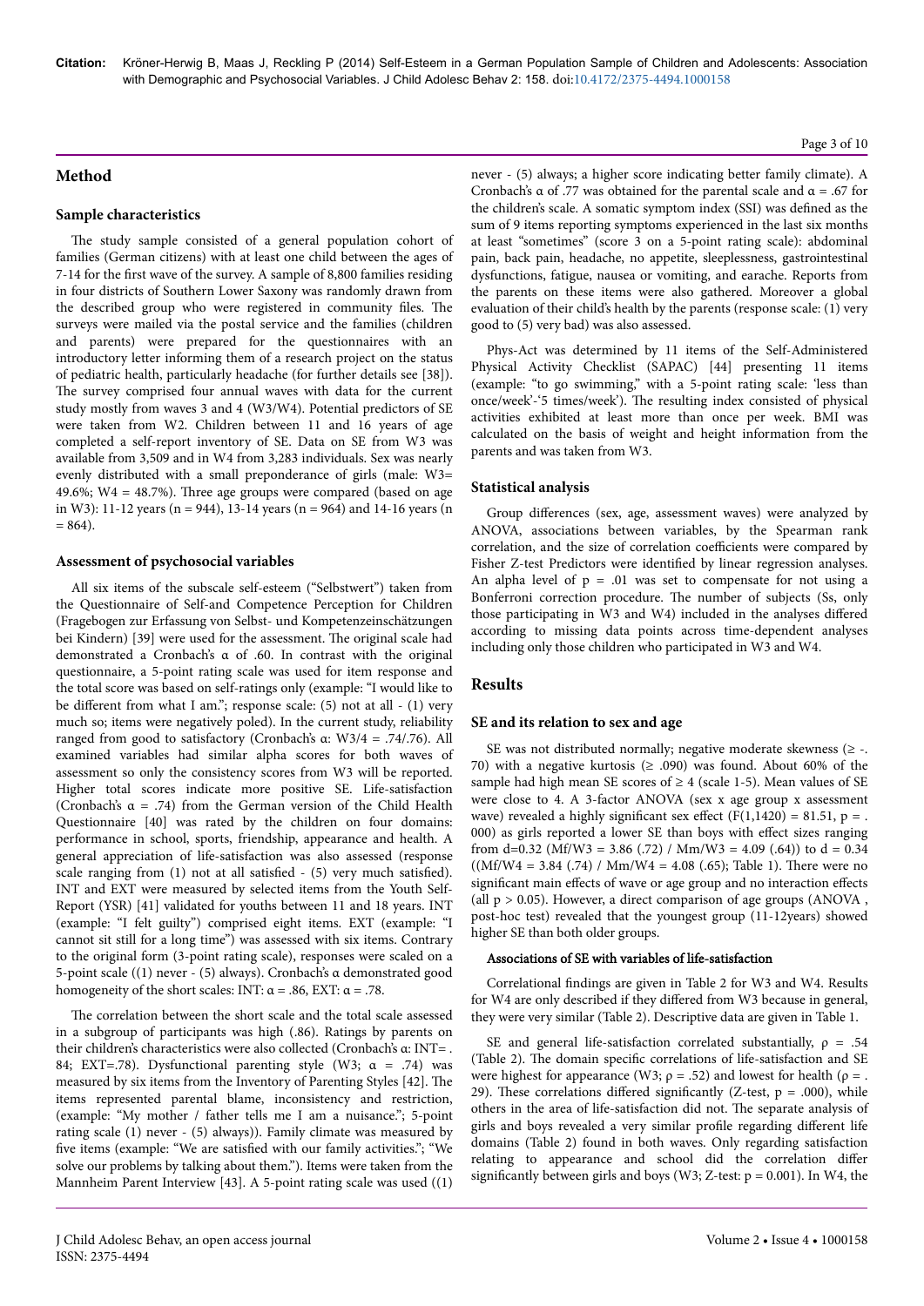## Method

### Sample characteristics

The study sample consisted of a general population cohort of families (German citizens) with at least one child between the ages of 7-14 for the first wave of the survey. A sample of 8,800 families residing in four districts of Southern Lower Saxony was randomly drawn from the described group who were registered in community files. The surveys were mailed via the postal service and the families (children and parents) were prepared for the questionnaires with an introductory letter informing them of a research project on the status of pediatric health, particularly headache (for further details see [38]). The survey comprised four annual waves with data for the current study mostly from waves 3 and 4 (W3/W4). Potential predictors of SE were taken from W2. Children between 11 and 16 years of age completed a self-report inventory of SE. Data on SE from W3 was available from 3,509 and in W4 from 3,283 individuals. Sex was nearly evenly distributed with a small preponderance of girls (male: W3= 49.6%; W4 = 48.7%). Three age groups were compared (based on age in W3): 11-12 years (n = 944), 13-14 years (n = 964) and 14-16 years (n = 864).

### Assessment of psychosocial variables

All six items of the subscale self-esteem ("Selbstwert") taken from the Questionnaire of Self-and Competence Perception for Children (Fragebogen zur Erfassung von Selbst- und Kompetenzeinschätzungen bei Kindern) [39] were used for the assessment. The original scale had demonstrated a Cronbach's α of .60. In contrast with the original questionnaire, a 5-point rating scale was used for item response and the total score was based on self-ratings only (example: "I would like to be different from what I am."; response scale: (5) not at all - (1) very much so; items were negatively poled). In the current study, reliability ranged from good to satisfactory (Cronbach's α: W3/4 = .74/.76). All examined variables had similar alpha scores for both waves of assessment so only the consistency scores from W3 will be reported. Higher total scores indicate more positive SE. Life-satisfaction (Cronbach's α = .74) from the German version of the Child Health Questionnaire [40] was rated by the children on four domains: performance in school, sports, friendship, appearance and health. A general appreciation of life-satisfaction was also assessed (response scale ranging from (1) not at all satisfied - (5) very much satisfied). INT and EXT were measured by selected items from the Youth Self-Report (YSR) [41] validated for youths between 11 and 18 years. INT (example: "I felt guilty") comprised eight items. EXT (example: "I cannot sit still for a long time") was assessed with six items. Contrary to the original form (3-point rating scale), responses were scaled on a 5-point scale ((1) never - (5) always). Cronbach's α demonstrated good homogeneity of the short scales: INT: α = .86, EXT: α = .78.

The correlation between the short scale and the total scale assessed in a subgroup of participants was high (.86). Ratings by parents on their children's characteristics were also collected (Cronbach's α: INT= . 84; EXT=.78). Dysfunctional parenting style (W3; α = .74) was measured by six items from the Inventory of Parenting Styles [42]. The items represented parental blame, inconsistency and restriction, (example: "My mother / father tells me I am a nuisance."; 5-point rating scale (1) never - (5) always)). Family climate was measured by five items (example: "We are satisfied with our family activities."; "We solve our problems by talking about them."). Items were taken from the Mannheim Parent Interview [43]. A 5-point rating scale was used ((1) never - (5) always; a higher score indicating better family climate). A Cronbach's α of .77 was obtained for the parental scale and α = .67 for the children's scale. A somatic symptom index (SSI) was defined as the sum of 9 items reporting symptoms experienced in the last six months at least "sometimes" (score 3 on a 5-point rating scale): abdominal pain, back pain, headache, no appetite, sleeplessness, gastrointestinal dysfunctions, fatigue, nausea or vomiting, and earache. Reports from the parents on these items were also gathered. Moreover a global evaluation of their child's health by the parents (response scale: (1) very good to (5) very bad) was also assessed.

Phys-Act was determined by 11 items of the Self-Administered Physical Activity Checklist (SAPAC) [44] presenting 11 items (example: "to go swimming," with a 5-point rating scale: 'less than once/week'-'5 times/week'). The resulting index consisted of physical activities exhibited at least more than once per week. BMI was calculated on the basis of weight and height information from the parents and was taken from W3.

### Statistical analysis

Group differences (sex, age, assessment waves) were analyzed by ANOVA, associations between variables, by the Spearman rank correlation, and the size of correlation coefficients were compared by Fisher Z-test Predictors were identified by linear regression analyses. An alpha level of p = .01 was set to compensate for not using a Bonferroni correction procedure. The number of subjects (Ss, only those participating in W3 and W4) included in the analyses differed according to missing data points across time-dependent analyses including only those children who participated in W3 and W4.

## Results

### SE and its relation to sex and age

SE was not distributed normally; negative moderate skewness (≥ -. 70) with a negative kurtosis (≥ .090) was found. About 60% of the sample had high mean SE scores of ≥ 4 (scale 1-5). Mean values of SE were close to 4. A 3-factor ANOVA (sex x age group x assessment wave) revealed a highly significant sex effect ($F(1,1420) = 81.51$, p = . 000) as girls reported a lower SE than boys with effect sizes ranging from d=0.32 (Mf/W3 = 3.86 (.72) / Mm/W3 = 4.09 (.64)) to d = 0.34 ((Mf/W4 = 3.84 (.74) / Mm/W4 = 4.08 (.65); Table 1). There were no significant main effects of wave or age group and no interaction effects (all p > 0.05). However, a direct comparison of age groups (ANOVA , post-hoc test) revealed that the youngest group (11-12years) showed higher SE than both older groups.

#### Associations of SE with variables of life-satisfaction

Correlational findings are given in Table 2 for W3 and W4. Results for W4 are only described if they differed from W3 because in general, they were very similar (Table 2). Descriptive data are given in Table 1.

SE and general life-satisfaction correlated substantially, ρ = .54 (Table 2). The domain specific correlations of life-satisfaction and SE were highest for appearance (W3; ρ = .52) and lowest for health (ρ = . 29). These correlations differed significantly (Z-test, p = .000), while others in the area of life-satisfaction did not. The separate analysis of girls and boys revealed a very similar profile regarding different life domains (Table 2) found in both waves. Only regarding satisfaction relating to appearance and school did the correlation differ significantly between girls and boys (W3; Z-test: p = 0.001). In W4, the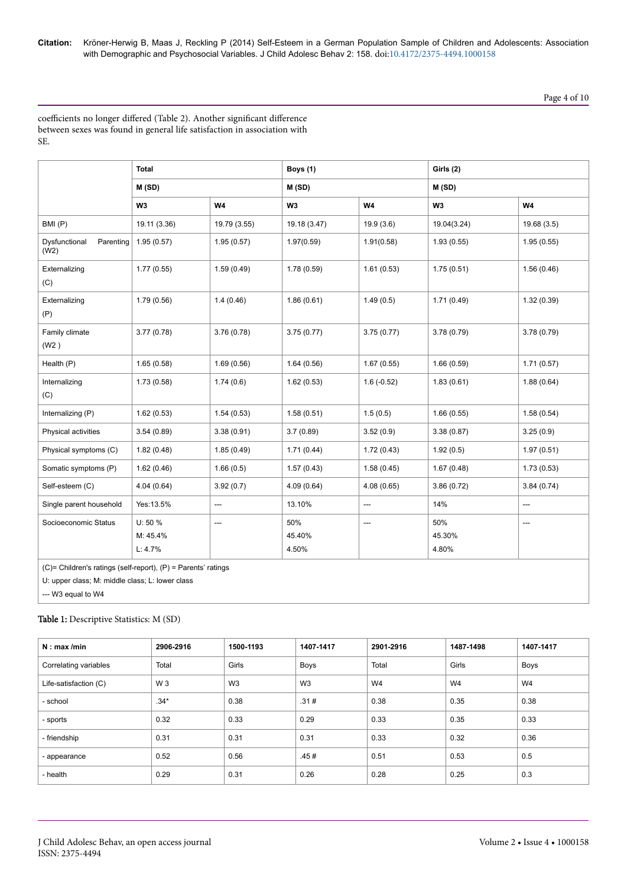coefficients no longer differed (Table 2). Another significant difference between sexes was found in general life satisfaction in association with SE.

| | Total | | Boys (1) | | Girls (2) | |
|---|---|---|---|---|---|---|
| | M (SD) | | M (SD) | | M (SD) | |
| | W3 | W4 | W3 | W4 | W3 | W4 |
| BMI (P) | 19.11 (3.36) | 19.79 (3.55) | 19.18 (3.47) | 19.9 (3.6) | 19.04(3.24) | 19.68 (3.5) |
| Dysfunctional Parenting (W2) | 1.95 (0.57) | 1.95 (0.57) | 1.97(0.59) | 1.91(0.58) | 1.93 (0.55) | 1.95 (0.55) |
| Externalizing (C) | 1.77 (0.55) | 1.59 (0.49) | 1.78 (0.59) | 1.61 (0.53) | 1.75 (0.51) | 1.56 (0.46) |
| Externalizing (P) | 1.79 (0.56) | 1.4 (0.46) | 1.86 (0.61) | 1.49 (0.5) | 1.71 (0.49) | 1.32 (0.39) |
| Family climate (W2 ) | 3.77 (0.78) | 3.76 (0.78) | 3.75 (0.77) | 3.75 (0.77) | 3.78 (0.79) | 3.78 (0.79) |
| Health (P) | 1.65 (0.58) | 1.69 (0.56) | 1.64 (0.56) | 1.67 (0.55) | 1.66 (0.59) | 1.71 (0.57) |
| Internalizing (C) | 1.73 (0.58) | 1.74 (0.6) | 1.62 (0.53) | 1.6 (-0.52) | 1.83 (0.61) | 1.88 (0.64) |
| Internalizing (P) | 1.62 (0.53) | 1.54 (0.53) | 1.58 (0.51) | 1.5 (0.5) | 1.66 (0.55) | 1.58 (0.54) |
| Physical activities | 3.54 (0.89) | 3.38 (0.91) | 3.7 (0.89) | 3.52 (0.9) | 3.38 (0.87) | 3.25 (0.9) |
| Physical symptoms (C) | 1.82 (0.48) | 1.85 (0.49) | 1.71 (0.44) | 1.72 (0.43) | 1.92 (0.5) | 1.97 (0.51) |
| Somatic symptoms (P) | 1.62 (0.46) | 1.66 (0.5) | 1.57 (0.43) | 1.58 (0.45) | 1.67 (0.48) | 1.73 (0.53) |
| Self-esteem (C) | 4.04 (0.64) | 3.92 (0.7) | 4.09 (0.64) | 4.08 (0.65) | 3.86 (0.72) | 3.84 (0.74) |
| Single parent household | Yes:13.5% | --- | 13.10% | --- | 14% | --- |
| Socioeconomic Status | U: 50 %<br>M: 45.4%<br>L: 4.7% | --- | 50%<br>45.40%<br>4.50% | --- | 50%<br>45.30%<br>4.80% | --- |

(C)= Children's ratings (self-report), (P) = Parents' ratings

U: upper class; M: middle class; L: lower class

--- W3 equal to W4

**Table 1:** Descriptive Statistics: M (SD)

| N : max /min | 2906-2916 | 1500-1193 | 1407-1417 | 2901-2916 | 1487-1498 | 1407-1417 |
|---|---|---|---|---|---|---|
| Correlating variables | Total | Girls | Boys | Total | Girls | Boys |
| Life-satisfaction (C) | W 3 | W3 | W3 | W4 | W4 | W4 |
| - school | .34* | 0.38 | .31 # | 0.38 | 0.35 | 0.38 |
| - sports | 0.32 | 0.33 | 0.29 | 0.33 | 0.35 | 0.33 |
| - friendship | 0.31 | 0.31 | 0.31 | 0.33 | 0.32 | 0.36 |
| - appearance | 0.52 | 0.56 | .45 # | 0.51 | 0.53 | 0.5 |
| - health | 0.29 | 0.31 | 0.26 | 0.28 | 0.25 | 0.3 |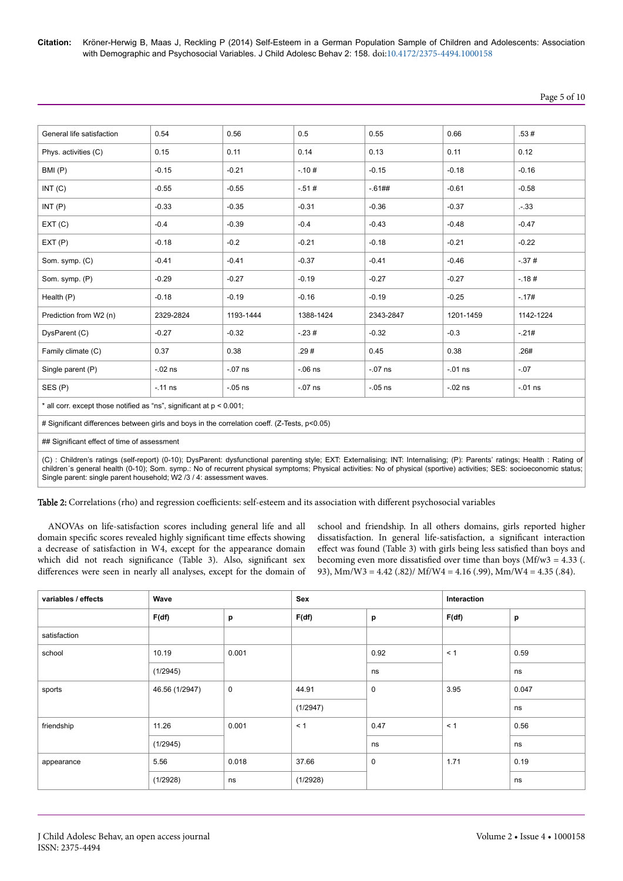| General life satisfaction | 0.54 | 0.56 | 0.5 | 0.55 | 0.66 | .53 # |
|---|---|---|---|---|---|---|
| Phys. activities (C) | 0.15 | 0.11 | 0.14 | 0.13 | 0.11 | 0.12 |
| BMI (P) | -0.15 | -0.21 | -.10 # | -0.15 | -0.18 | -0.16 |
| INT (C) | -0.55 | -0.55 | -.51 # | -.61## | -0.61 | -0.58 |
| INT (P) | -0.33 | -0.35 | -0.31 | -0.36 | -0.37 | .-.33 |
| EXT (C) | -0.4 | -0.39 | -0.4 | -0.43 | -0.48 | -0.47 |
| EXT (P) | -0.18 | -0.2 | -0.21 | -0.18 | -0.21 | -0.22 |
| Som. symp. (C) | -0.41 | -0.41 | -0.37 | -0.41 | -0.46 | -.37 # |
| Som. symp. (P) | -0.29 | -0.27 | -0.19 | -0.27 | -0.27 | -.18 # |
| Health (P) | -0.18 | -0.19 | -0.16 | -0.19 | -0.25 | -.17# |
| Prediction from W2 (n) | 2329-2824 | 1193-1444 | 1388-1424 | 2343-2847 | 1201-1459 | 1142-1224 |
| DysParent (C) | -0.27 | -0.32 | -.23 # | -0.32 | -0.3 | -.21# |
| Family climate (C) | 0.37 | 0.38 | .29 # | 0.45 | 0.38 | .26# |
| Single parent (P) | -.02 ns | -.07 ns | -.06 ns | -.07 ns | -.01 ns | -.07 |
| SES (P) | -.11 ns | -.05 ns | -.07 ns | -.05 ns | -.02 ns | -.01 ns |

\* all corr. except those notified as "ns", significant at p < 0.001;

# Significant differences between girls and boys in the correlation coeff. (Z-Tests, p<0.05)

## Significant effect of time of assessment

(C) : Children´s ratings (self-report) (0-10); DysParent: dysfunctional parenting style; EXT: Externalising; INT: Internalising; (P): Parents' ratings; Health : Rating of children´s general health (0-10); Som. symp.: No of recurrent physical symptoms; Physical activities: No of physical (sportive) activities; SES: socioeconomic status; Single parent: single parent household; W2 /3 / 4: assessment waves.

**Table 2:** Correlations (rho) and regression coefficients: self-esteem and its association with different psychosocial variables

ANOVAs on life-satisfaction scores including general life and all domain specific scores revealed highly significant time effects showing a decrease of satisfaction in W4, except for the appearance domain which did not reach significance (Table 3). Also, significant sex differences were seen in nearly all analyses, except for the domain of school and friendship. In all others domains, girls reported higher dissatisfaction. In general life-satisfaction, a significant interaction effect was found (Table 3) with girls being less satisfied than boys and becoming even more dissatisfied over time than boys (Mf/w3 = 4.33 (. 93), Mm/W3 = 4.42 (.82)/ Mf/W4 = 4.16 (.99), Mm/W4 = 4.35 (.84).

| variables / effects | Wave | | Sex | | Interaction | |
|---|---|---|---|---|---|---|
| | F(df) | p | F(df) | p | F(df) | p |
| satisfaction | | | | | | |
| school | 10.19 | 0.001 | | 0.92 | < 1 | 0.59 |
| | (1/2945) | | | ns | | ns |
| sports | 46.56 (1/2947) | 0 | 44.91 | 0 | 3.95 | 0.047 |
| | | | (1/2947) | | | ns |
| friendship | 11.26 | 0.001 | < 1 | 0.47 | < 1 | 0.56 |
| | (1/2945) | | | ns | | ns |
| appearance | 5.56 | 0.018 | 37.66 | 0 | 1.71 | 0.19 |
| | (1/2928) | ns | (1/2928) | | | ns |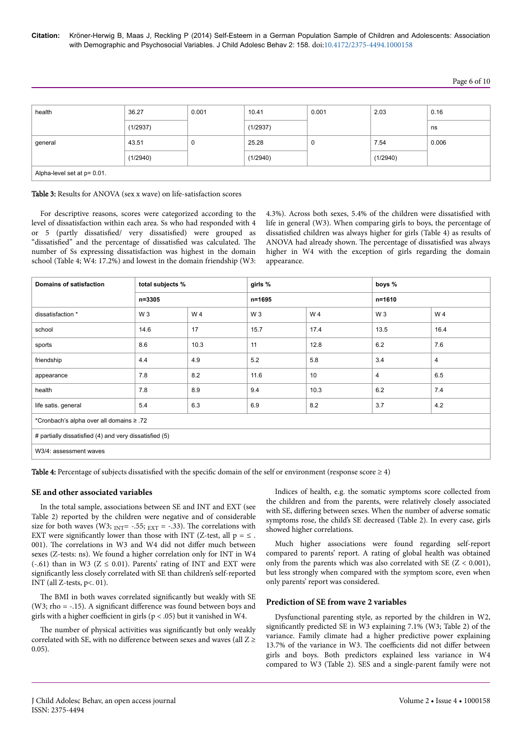| health | 36.27 | 0.001 | 10.41 | 0.001 | 2.03 | 0.16 |
|---|---|---|---|---|---|---|
| | (1/2937) | | (1/2937) | | | ns |
| general | 43.51 | 0 | 25.28 | 0 | 7.54 | 0.006 |
| | (1/2940) | | (1/2940) | | (1/2940) | |
| Alpha-level set at p= 0.01. | | | | | | |

**Table 3:** Results for ANOVA (sex x wave) on life-satisfaction scores

For descriptive reasons, scores were categorized according to the level of dissatisfaction within each area. Ss who had responded with 4 or 5 (partly dissatisfied/ very dissatisfied) were grouped as "dissatisfied" and the percentage of dissatisfied was calculated. The number of Ss expressing dissatisfaction was highest in the domain school (Table 4; W4: 17.2%) and lowest in the domain friendship (W3: 4.3%). Across both sexes, 5.4% of the children were dissatisfied with life in general (W3). When comparing girls to boys, the percentage of dissatisfied children was always higher for girls (Table 4) as results of ANOVA had already shown. The percentage of dissatisfied was always higher in W4 with the exception of girls regarding the domain appearance.

| Domains of satisfaction | total subjects % | | girls % | | boys % | |
|---|---|---|---|---|---|---|
| | n=3305 | | n=1695 | | n=1610 | |
| dissatisfaction * | W 3 | W 4 | W 3 | W 4 | W 3 | W 4 |
| school | 14.6 | 17 | 15.7 | 17.4 | 13.5 | 16.4 |
| sports | 8.6 | 10.3 | 11 | 12.8 | 6.2 | 7.6 |
| friendship | 4.4 | 4.9 | 5.2 | 5.8 | 3.4 | 4 |
| appearance | 7.8 | 8.2 | 11.6 | 10 | 4 | 6.5 |
| health | 7.8 | 8.9 | 9.4 | 10.3 | 6.2 | 7.4 |
| life satis. general | 5.4 | 6.3 | 6.9 | 8.2 | 3.7 | 4.2 |
| *Cronbach's alpha over all domains ≥ .72 | | | | | | |
| # partially dissatisfied (4) and very dissatisfied (5) | | | | | | |
| W3/4: assessment waves | | | | | | |

**Table 4:** Percentage of subjects dissatisfied with the specific domain of the self or environment (response score ≥ 4)

### SE and other associated variables

In the total sample, associations between SE and INT and EXT (see Table 2) reported by the children were negative and of considerable size for both waves (W3; $_{INT}$= -.55; $_{EXT}$ = -.33). The correlations with EXT were significantly lower than those with INT (Z-test, all p = ≤ . 001). The correlations in W3 and W4 did not differ much between sexes (Z-tests: ns). We found a higher correlation only for INT in W4 (-.61) than in W3 (Z ≤ 0.01). Parents' rating of INT and EXT were significantly less closely correlated with SE than children's self-reported INT (all Z-tests, p<. 01).

The BMI in both waves correlated significantly but weakly with SE (W3; rho = -.15). A significant difference was found between boys and girls with a higher coefficient in girls (p < .05) but it vanished in W4.

The number of physical activities was significantly but only weakly correlated with SE, with no difference between sexes and waves (all Z ≥ 0.05).

Indices of health, e.g. the somatic symptoms score collected from the children and from the parents, were relatively closely associated with SE, differing between sexes. When the number of adverse somatic symptoms rose, the child's SE decreased (Table 2). In every case, girls showed higher correlations.

Much higher associations were found regarding self-report compared to parents' report. A rating of global health was obtained only from the parents which was also correlated with SE (Z < 0.001), but less strongly when compared with the symptom score, even when only parents' report was considered.

### Prediction of SE from wave 2 variables

Dysfunctional parenting style, as reported by the children in W2, significantly predicted SE in W3 explaining 7.1% (W3; Table 2) of the variance. Family climate had a higher predictive power explaining 13.7% of the variance in W3. The coefficients did not differ between girls and boys. Both predictors explained less variance in W4 compared to W3 (Table 2). SES and a single-parent family were not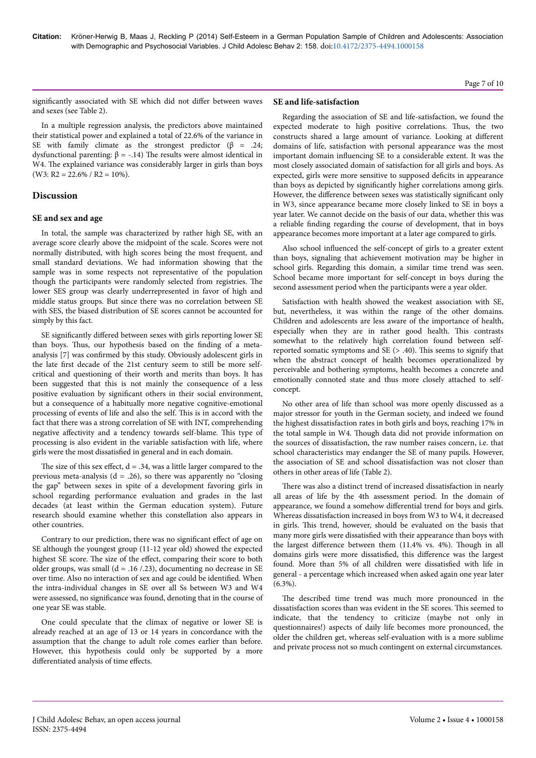significantly associated with SE which did not differ between waves and sexes (see Table 2).

In a multiple regression analysis, the predictors above maintained their statistical power and explained a total of 22.6% of the variance in SE with family climate as the strongest predictor (β = .24; dysfunctional parenting: β = -.14) The results were almost identical in W4. The explained variance was considerably larger in girls than boys (W3: $R2 = 22.6\%$ / $R2 = 10\%$).

## Discussion

### SE and sex and age

In total, the sample was characterized by rather high SE, with an average score clearly above the midpoint of the scale. Scores were not normally distributed, with high scores being the most frequent, and small standard deviations. We had information showing that the sample was in some respects not representative of the population though the participants were randomly selected from registries. The lower SES group was clearly underrepresented in favor of high and middle status groups. But since there was no correlation between SE with SES, the biased distribution of SE scores cannot be accounted for simply by this fact.

SE significantly differed between sexes with girls reporting lower SE than boys. Thus, our hypothesis based on the finding of a meta-analysis [7] was confirmed by this study. Obviously adolescent girls in the late first decade of the 21st century seem to still be more self-critical and questioning of their worth and merits than boys. It has been suggested that this is not mainly the consequence of a less positive evaluation by significant others in their social environment, but a consequence of a habitually more negative cognitive-emotional processing of events of life and also the self. This is in accord with the fact that there was a strong correlation of SE with INT, comprehending negative affectivity and a tendency towards self-blame. This type of processing is also evident in the variable satisfaction with life, where girls were the most dissatisfied in general and in each domain.

The size of this sex effect, d = .34, was a little larger compared to the previous meta-analysis (d = .26), so there was apparently no "closing the gap" between sexes in spite of a development favoring girls in school regarding performance evaluation and grades in the last decades (at least within the German education system). Future research should examine whether this constellation also appears in other countries.

Contrary to our prediction, there was no significant effect of age on SE although the youngest group (11-12 year old) showed the expected highest SE score. The size of the effect, comparing their score to both older groups, was small (d = .16 /.23), documenting no decrease in SE over time. Also no interaction of sex and age could be identified. When the intra-individual changes in SE over all Ss between W3 and W4 were assessed, no significance was found, denoting that in the course of one year SE was stable.

One could speculate that the climax of negative or lower SE is already reached at an age of 13 or 14 years in concordance with the assumption that the change to adult role comes earlier than before. However, this hypothesis could only be supported by a more differentiated analysis of time effects.

### SE and life-satisfaction

Regarding the association of SE and life-satisfaction, we found the expected moderate to high positive correlations. Thus, the two constructs shared a large amount of variance. Looking at different domains of life, satisfaction with personal appearance was the most important domain influencing SE to a considerable extent. It was the most closely associated domain of satisfaction for all girls and boys. As expected, girls were more sensitive to supposed deficits in appearance than boys as depicted by significantly higher correlations among girls. However, the difference between sexes was statistically significant only in W3, since appearance became more closely linked to SE in boys a year later. We cannot decide on the basis of our data, whether this was a reliable finding regarding the course of development, that in boys appearance becomes more important at a later age compared to girls.

Also school influenced the self-concept of girls to a greater extent than boys, signaling that achievement motivation may be higher in school girls. Regarding this domain, a similar time trend was seen. School became more important for self-concept in boys during the second assessment period when the participants were a year older.

Satisfaction with health showed the weakest association with SE, but, nevertheless, it was within the range of the other domains. Children and adolescents are less aware of the importance of health, especially when they are in rather good health. This contrasts somewhat to the relatively high correlation found between self-reported somatic symptoms and SE (> .40). This seems to signify that when the abstract concept of health becomes operationalized by perceivable and bothering symptoms, health becomes a concrete and emotionally connoted state and thus more closely attached to self-concept.

No other area of life than school was more openly discussed as a major stressor for youth in the German society, and indeed we found the highest dissatisfaction rates in both girls and boys, reaching 17% in the total sample in W4. Though data did not provide information on the sources of dissatisfaction, the raw number raises concern, i.e. that school characteristics may endanger the SE of many pupils. However, the association of SE and school dissatisfaction was not closer than others in other areas of life (Table 2).

There was also a distinct trend of increased dissatisfaction in nearly all areas of life by the 4th assessment period. In the domain of appearance, we found a somehow differential trend for boys and girls. Whereas dissatisfaction increased in boys from W3 to W4, it decreased in girls. This trend, however, should be evaluated on the basis that many more girls were dissatisfied with their appearance than boys with the largest difference between them (11.4% vs. 4%). Though in all domains girls were more dissatisfied, this difference was the largest found. More than 5% of all children were dissatisfied with life in general - a percentage which increased when asked again one year later (6.3%).

The described time trend was much more pronounced in the dissatisfaction scores than was evident in the SE scores. This seemed to indicate, that the tendency to criticize (maybe not only in questionnaires!) aspects of daily life becomes more pronounced, the older the children get, whereas self-evaluation with is a more sublime and private process not so much contingent on external circumstances.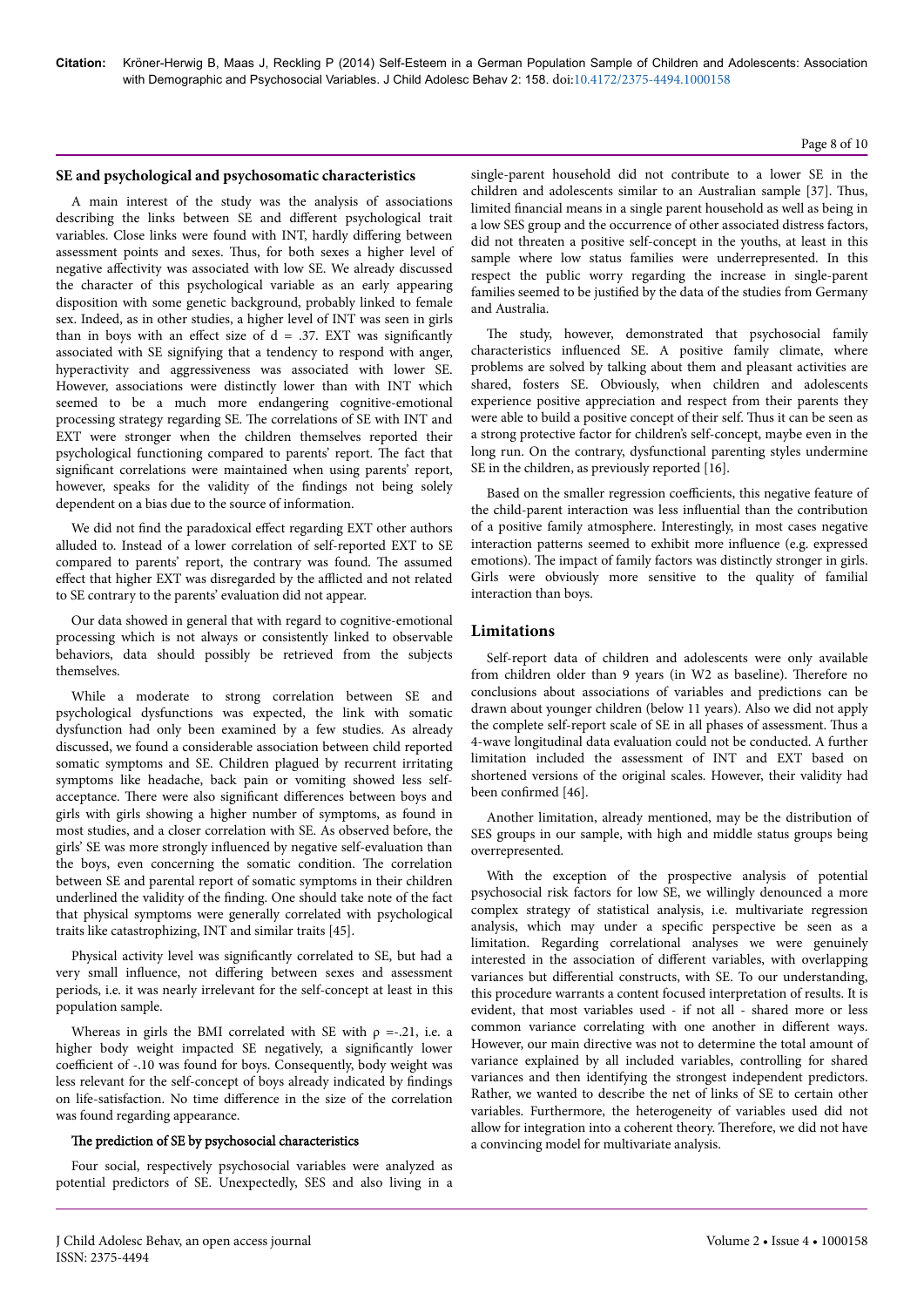### SE and psychological and psychosomatic characteristics

A main interest of the study was the analysis of associations describing the links between SE and different psychological trait variables. Close links were found with INT, hardly differing between assessment points and sexes. Thus, for both sexes a higher level of negative affectivity was associated with low SE. We already discussed the character of this psychological variable as an early appearing disposition with some genetic background, probably linked to female sex. Indeed, as in other studies, a higher level of INT was seen in girls than in boys with an effect size of d = .37. EXT was significantly associated with SE signifying that a tendency to respond with anger, hyperactivity and aggressiveness was associated with lower SE. However, associations were distinctly lower than with INT which seemed to be a much more endangering cognitive-emotional processing strategy regarding SE. The correlations of SE with INT and EXT were stronger when the children themselves reported their psychological functioning compared to parents' report. The fact that significant correlations were maintained when using parents' report, however, speaks for the validity of the findings not being solely dependent on a bias due to the source of information.

We did not find the paradoxical effect regarding EXT other authors alluded to. Instead of a lower correlation of self-reported EXT to SE compared to parents' report, the contrary was found. The assumed effect that higher EXT was disregarded by the afflicted and not related to SE contrary to the parents' evaluation did not appear.

Our data showed in general that with regard to cognitive-emotional processing which is not always or consistently linked to observable behaviors, data should possibly be retrieved from the subjects themselves.

While a moderate to strong correlation between SE and psychological dysfunctions was expected, the link with somatic dysfunction had only been examined by a few studies. As already discussed, we found a considerable association between child reported somatic symptoms and SE. Children plagued by recurrent irritating symptoms like headache, back pain or vomiting showed less self-acceptance. There were also significant differences between boys and girls with girls showing a higher number of symptoms, as found in most studies, and a closer correlation with SE. As observed before, the girls' SE was more strongly influenced by negative self-evaluation than the boys, even concerning the somatic condition. The correlation between SE and parental report of somatic symptoms in their children underlined the validity of the finding. One should take note of the fact that physical symptoms were generally correlated with psychological traits like catastrophizing, INT and similar traits [45].

Physical activity level was significantly correlated to SE, but had a very small influence, not differing between sexes and assessment periods, i.e. it was nearly irrelevant for the self-concept at least in this population sample.

Whereas in girls the BMI correlated with SE with $\rho$ =-.21, i.e. a higher body weight impacted SE negatively, a significantly lower coefficient of -.10 was found for boys. Consequently, body weight was less relevant for the self-concept of boys already indicated by findings on life-satisfaction. No time difference in the size of the correlation was found regarding appearance.

#### The prediction of SE by psychosocial characteristics

Four social, respectively psychosocial variables were analyzed as potential predictors of SE. Unexpectedly, SES and also living in a single-parent household did not contribute to a lower SE in the children and adolescents similar to an Australian sample [37]. Thus, limited financial means in a single parent household as well as being in a low SES group and the occurrence of other associated distress factors, did not threaten a positive self-concept in the youths, at least in this sample where low status families were underrepresented. In this respect the public worry regarding the increase in single-parent families seemed to be justified by the data of the studies from Germany and Australia.

The study, however, demonstrated that psychosocial family characteristics influenced SE. A positive family climate, where problems are solved by talking about them and pleasant activities are shared, fosters SE. Obviously, when children and adolescents experience positive appreciation and respect from their parents they were able to build a positive concept of their self. Thus it can be seen as a strong protective factor for children's self-concept, maybe even in the long run. On the contrary, dysfunctional parenting styles undermine SE in the children, as previously reported [16].

Based on the smaller regression coefficients, this negative feature of the child-parent interaction was less influential than the contribution of a positive family atmosphere. Interestingly, in most cases negative interaction patterns seemed to exhibit more influence (e.g. expressed emotions). The impact of family factors was distinctly stronger in girls. Girls were obviously more sensitive to the quality of familial interaction than boys.

## Limitations

Self-report data of children and adolescents were only available from children older than 9 years (in W2 as baseline). Therefore no conclusions about associations of variables and predictions can be drawn about younger children (below 11 years). Also we did not apply the complete self-report scale of SE in all phases of assessment. Thus a 4-wave longitudinal data evaluation could not be conducted. A further limitation included the assessment of INT and EXT based on shortened versions of the original scales. However, their validity had been confirmed [46].

Another limitation, already mentioned, may be the distribution of SES groups in our sample, with high and middle status groups being overrepresented.

With the exception of the prospective analysis of potential psychosocial risk factors for low SE, we willingly denounced a more complex strategy of statistical analysis, i.e. multivariate regression analysis, which may under a specific perspective be seen as a limitation. Regarding correlational analyses we were genuinely interested in the association of different variables, with overlapping variances but differential constructs, with SE. To our understanding, this procedure warrants a content focused interpretation of results. It is evident, that most variables used - if not all - shared more or less common variance correlating with one another in different ways. However, our main directive was not to determine the total amount of variance explained by all included variables, controlling for shared variances and then identifying the strongest independent predictors. Rather, we wanted to describe the net of links of SE to certain other variables. Furthermore, the heterogeneity of variables used did not allow for integration into a coherent theory. Therefore, we did not have a convincing model for multivariate analysis.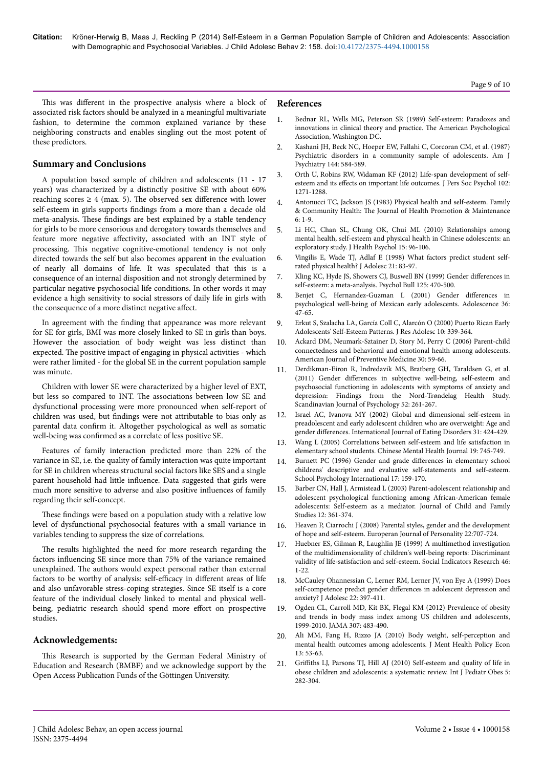This was different in the prospective analysis where a block of associated risk factors should be analyzed in a meaningful multivariate fashion, to determine the common explained variance by these neighboring constructs and enables singling out the most potent of these predictors.

## Summary and Conclusions

A population based sample of children and adolescents (11 - 17 years) was characterized by a distinctly positive SE with about 60% reaching scores ≥ 4 (max. 5). The observed sex difference with lower self-esteem in girls supports findings from a more than a decade old meta-analysis. These findings are best explained by a stable tendency for girls to be more censorious and derogatory towards themselves and feature more negative affectivity, associated with an INT style of processing. This negative cognitive-emotional tendency is not only directed towards the self but also becomes apparent in the evaluation of nearly all domains of life. It was speculated that this is a consequence of an internal disposition and not strongly determined by particular negative psychosocial life conditions. In other words it may evidence a high sensitivity to social stressors of daily life in girls with the consequence of a more distinct negative affect.

In agreement with the finding that appearance was more relevant for SE for girls, BMI was more closely linked to SE in girls than boys. However the association of body weight was less distinct than expected. The positive impact of engaging in physical activities - which were rather limited - for the global SE in the current population sample was minute.

Children with lower SE were characterized by a higher level of EXT, but less so compared to INT. The associations between low SE and dysfunctional processing were more pronounced when self-report of children was used, but findings were not attributable to bias only as parental data confirm it. Altogether psychological as well as somatic well-being was confirmed as a correlate of less positive SE.

Features of family interaction predicted more than 22% of the variance in SE, i.e. the quality of family interaction was quite important for SE in children whereas structural social factors like SES and a single parent household had little influence. Data suggested that girls were much more sensitive to adverse and also positive influences of family regarding their self-concept.

These findings were based on a population study with a relative low level of dysfunctional psychosocial features with a small variance in variables tending to suppress the size of correlations.

The results highlighted the need for more research regarding the factors influencing SE since more than 75% of the variance remained unexplained. The authors would expect personal rather than external factors to be worthy of analysis: self-efficacy in different areas of life and also unfavorable stress-coping strategies. Since SE itself is a core feature of the individual closely linked to mental and physical well-being, pediatric research should spend more effort on prospective studies.

## Acknowledgements:

This Research is supported by the German Federal Ministry of Education and Research (BMBF) and we acknowledge support by the Open Access Publication Funds of the Göttingen University.

## References

1. Bednar RL, Wells MG, Peterson SR (1989) Self-esteem: Paradoxes and innovations in clinical theory and practice. The American Psychological Association, Washington DC.
2. Kashani JH, Beck NC, Hoeper EW, Fallahi C, Corcoran CM, et al. (1987) Psychiatric disorders in a community sample of adolescents. Am J Psychiatry 144: 584-589.
3. Orth U, Robins RW, Widaman KF (2012) Life-span development of self-esteem and its effects on important life outcomes. J Pers Soc Psychol 102: 1271-1288.
4. Antonucci TC, Jackson JS (1983) Physical health and self-esteem. Family & Community Health: The Journal of Health Promotion & Maintenance 6: 1-9.
5. Li HC, Chan SL, Chung OK, Chui ML (2010) Relationships among mental health, self-esteem and physical health in Chinese adolescents: an exploratory study. J Health Psychol 15: 96-106.
6. Vingilis E, Wade TJ, Adlaf E (1998) What factors predict student self-rated physical health? J Adolesc 21: 83-97.
7. Kling KC, Hyde JS, Showers CJ, Buswell BN (1999) Gender differences in self-esteem: a meta-analysis. Psychol Bull 125: 470-500.
8. Benjet C, Hernandez-Guzman L (2001) Gender differences in psychological well-being of Mexican early adolescents. Adolescence 36: 47-65.
9. Erkut S, Szalacha LA, García Coll C, Alarcón O (2000) Puerto Rican Early Adolescents' Self-Esteem Patterns. J Res Adolesc 10: 339-364.
10. Ackard DM, Neumark-Sztainer D, Story M, Perry C (2006) Parent-child connectedness and behavioral and emotional health among adolescents. American Journal of Preventive Medicine 30: 59-66.
11. Derdikman-Eiron R, Indredavik MS, Bratberg GH, Taraldsen G, et al. (2011) Gender differences in subjective well-being, self-esteem and psychosocial functioning in adolescents with symptoms of anxiety and depression: Findings from the Nord-Trøndelag Health Study. Scandinavian Journal of Psychology 52: 261-267.
12. Israel AC, Ivanova MY (2002) Global and dimensional self-esteem in preadolescent and early adolescent children who are overweight: Age and gender differences. International Journal of Eating Disorders 31: 424-429.
13. Wang L (2005) Correlations between self-esteem and life satisfaction in elementary school students. Chinese Mental Health Journal 19: 745-749.
14. Burnett PC (1996) Gender and grade differences in elementary school childrens' descriptive and evaluative self-statements and self-esteem. School Psychology International 17: 159-170.
15. Barber CN, Hall J, Armistead L (2003) Parent-adolescent relationship and adolescent psychological functioning among African-American female adolescents: Self-esteem as a mediator. Journal of Child and Family Studies 12: 361-374.
16. Heaven P, Ciarrochi J (2008) Parental styles, gender and the development of hope and self-esteem. Europeran Journal of Personality 22:707-724.
17. Huebner ES, Gilman R, Laughlin JE (1999) A multimethod investigation of the multidimensionality of children's well-being reports: Discriminant validity of life-satisfaction and self-esteem. Social Indicators Research 46: 1-22.
18. McCauley Ohannessian C, Lerner RM, Lerner JV, von Eye A (1999) Does self-competence predict gender differences in adolescent depression and anxiety? J Adolesc 22: 397-411.
19. Ogden CL, Carroll MD, Kit BK, Flegal KM (2012) Prevalence of obesity and trends in body mass index among US children and adolescents, 1999-2010. JAMA 307: 483-490.
20. Ali MM, Fang H, Rizzo JA (2010) Body weight, self-perception and mental health outcomes among adolescents. J Ment Health Policy Econ 13: 53-63.
21. Griffiths LJ, Parsons TJ, Hill AJ (2010) Self-esteem and quality of life in obese children and adolescents: a systematic review. Int J Pediatr Obes 5: 282-304.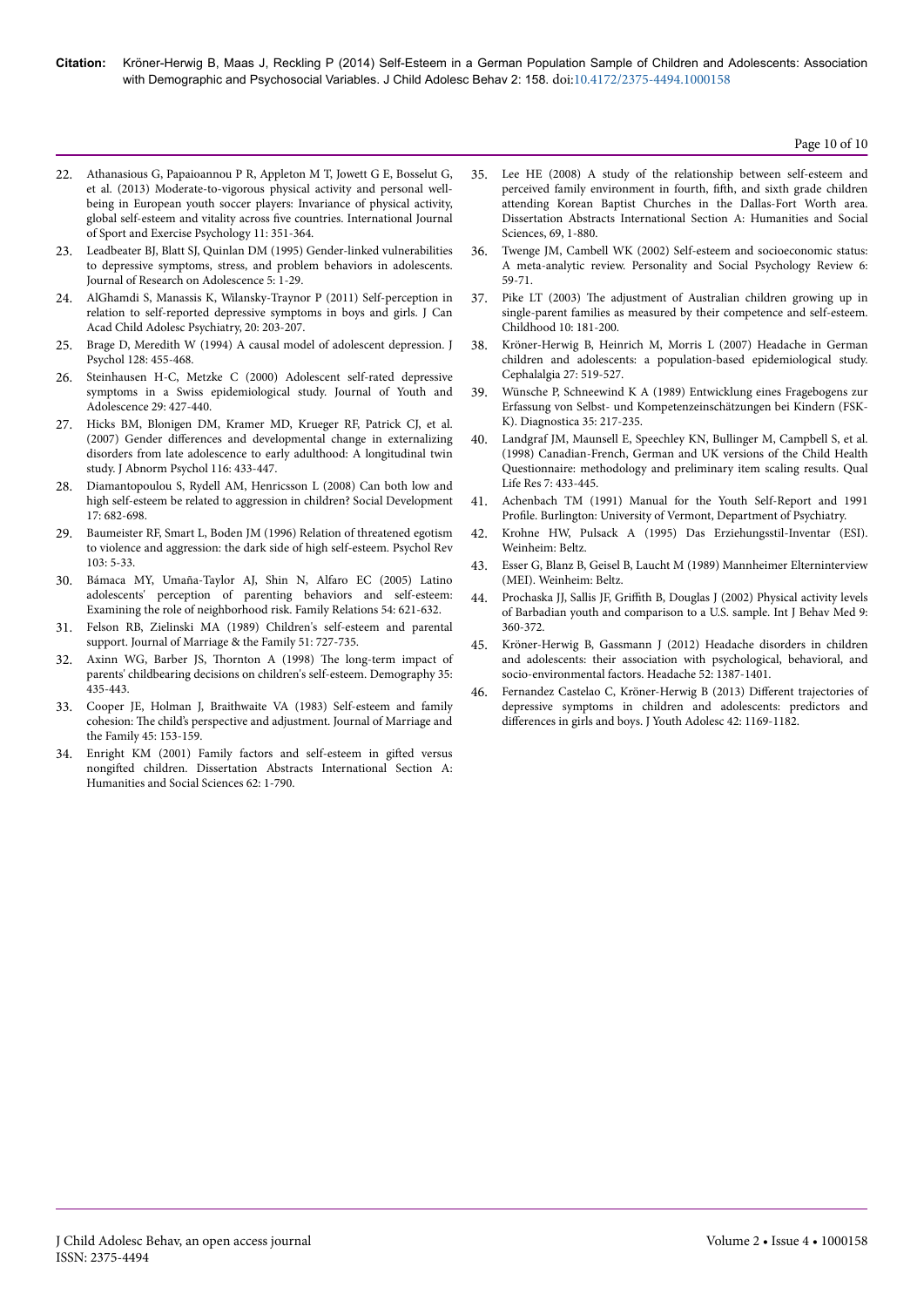22. Athanasious G, Papaioannou P R, Appleton M T, Jowett G E, Bosselut G, et al. (2013) Moderate-to-vigorous physical activity and personal well-being in European youth soccer players: Invariance of physical activity, global self-esteem and vitality across five countries. International Journal of Sport and Exercise Psychology 11: 351-364.
23. Leadbeater BJ, Blatt SJ, Quinlan DM (1995) Gender-linked vulnerabilities to depressive symptoms, stress, and problem behaviors in adolescents. Journal of Research on Adolescence 5: 1-29.
24. AlGhamdi S, Manassis K, Wilansky-Traynor P (2011) Self-perception in relation to self-reported depressive symptoms in boys and girls. J Can Acad Child Adolesc Psychiatry, 20: 203-207.
25. Brage D, Meredith W (1994) A causal model of adolescent depression. J Psychol 128: 455-468.
26. Steinhausen H-C, Metzke C (2000) Adolescent self-rated depressive symptoms in a Swiss epidemiological study. Journal of Youth and Adolescence 29: 427-440.
27. Hicks BM, Blonigen DM, Kramer MD, Krueger RF, Patrick CJ, et al. (2007) Gender differences and developmental change in externalizing disorders from late adolescence to early adulthood: A longitudinal twin study. J Abnorm Psychol 116: 433-447.
28. Diamantopoulou S, Rydell AM, Henricsson L (2008) Can both low and high self-esteem be related to aggression in children? Social Development 17: 682-698.
29. Baumeister RF, Smart L, Boden JM (1996) Relation of threatened egotism to violence and aggression: the dark side of high self-esteem. Psychol Rev 103: 5-33.
30. Bámaca MY, Umaña-Taylor AJ, Shin N, Alfaro EC (2005) Latino adolescents' perception of parenting behaviors and self-esteem: Examining the role of neighborhood risk. Family Relations 54: 621-632.
31. Felson RB, Zielinski MA (1989) Children's self-esteem and parental support. Journal of Marriage & the Family 51: 727-735.
32. Axinn WG, Barber JS, Thornton A (1998) The long-term impact of parents' childbearing decisions on children's self-esteem. Demography 35: 435-443.
33. Cooper JE, Holman J, Braithwaite VA (1983) Self-esteem and family cohesion: The child's perspective and adjustment. Journal of Marriage and the Family 45: 153-159.
34. Enright KM (2001) Family factors and self-esteem in gifted versus nongifted children. Dissertation Abstracts International Section A: Humanities and Social Sciences 62: 1-790.
35. Lee HE (2008) A study of the relationship between self-esteem and perceived family environment in fourth, fifth, and sixth grade children attending Korean Baptist Churches in the Dallas-Fort Worth area. Dissertation Abstracts International Section A: Humanities and Social Sciences, 69, 1-880.
36. Twenge JM, Cambell WK (2002) Self-esteem and socioeconomic status: A meta-analytic review. Personality and Social Psychology Review 6: 59-71.
37. Pike LT (2003) The adjustment of Australian children growing up in single-parent families as measured by their competence and self-esteem. Childhood 10: 181-200.
38. Kröner-Herwig B, Heinrich M, Morris L (2007) Headache in German children and adolescents: a population-based epidemiological study. Cephalalgia 27: 519-527.
39. Wünsche P, Schneewind K A (1989) Entwicklung eines Fragebogens zur Erfassung von Selbst- und Kompetenzeinschätzungen bei Kindern (FSK-K). Diagnostica 35: 217-235.
40. Landgraf JM, Maunsell E, Speechley KN, Bullinger M, Campbell S, et al. (1998) Canadian-French, German and UK versions of the Child Health Questionnaire: methodology and preliminary item scaling results. Qual Life Res 7: 433-445.
41. Achenbach TM (1991) Manual for the Youth Self-Report and 1991 Profile. Burlington: University of Vermont, Department of Psychiatry.
42. Krohne HW, Pulsack A (1995) Das Erziehungsstil-Inventar (ESI). Weinheim: Beltz.
43. Esser G, Blanz B, Geisel B, Laucht M (1989) Mannheimer Elterninterview (MEI). Weinheim: Beltz.
44. Prochaska JJ, Sallis JF, Griffith B, Douglas J (2002) Physical activity levels of Barbadian youth and comparison to a U.S. sample. Int J Behav Med 9: 360-372.
45. Kröner-Herwig B, Gassmann J (2012) Headache disorders in children and adolescents: their association with psychological, behavioral, and socio-environmental factors. Headache 52: 1387-1401.
46. Fernandez Castelao C, Kröner-Herwig B (2013) Different trajectories of depressive symptoms in children and adolescents: predictors and differences in girls and boys. J Youth Adolesc 42: 1169-1182.